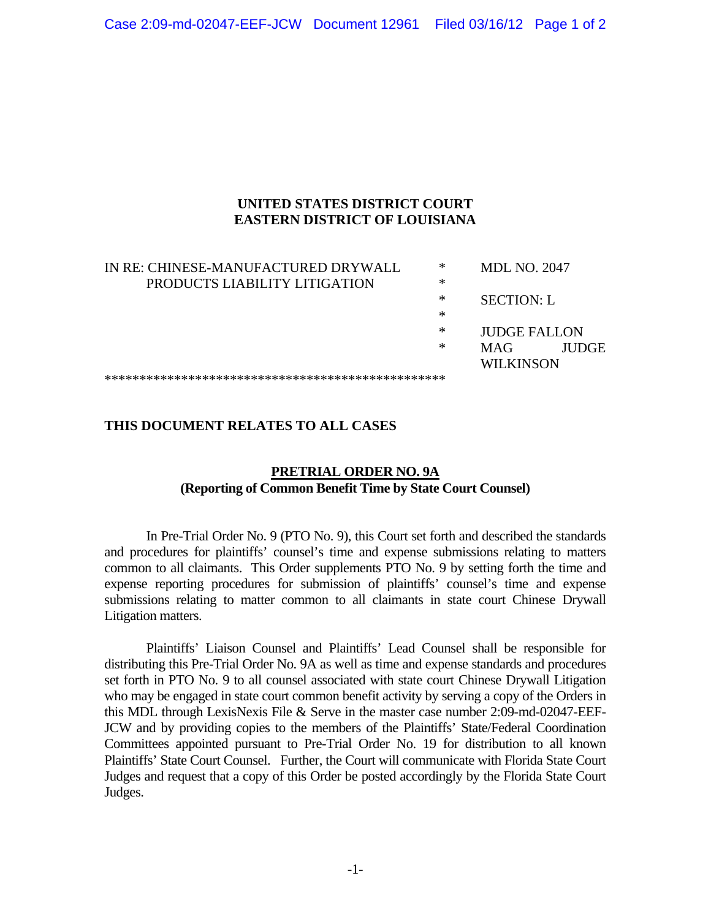**UNITED STATES DISTRICT COURT**
**EASTERN DISTRICT OF LOUISIANA**

| | | |
|---|---|---|
| IN RE: CHINESE-MANUFACTURED DRYWALL PRODUCTS LIABILITY LITIGATION | * | MDL NO. 2047 |
| | * | SECTION: L |
| | * | JUDGE FALLON |
| | * | MAG JUDGE WILKINSON |

**************************************************

**THIS DOCUMENT RELATES TO ALL CASES**

**PRETRIAL ORDER NO. 9A**
**(Reporting of Common Benefit Time by State Court Counsel)**

In Pre-Trial Order No. 9 (PTO No. 9), this Court set forth and described the standards and procedures for plaintiffs' counsel's time and expense submissions relating to matters common to all claimants. This Order supplements PTO No. 9 by setting forth the time and expense reporting procedures for submission of plaintiffs' counsel's time and expense submissions relating to matter common to all claimants in state court Chinese Drywall Litigation matters.

Plaintiffs' Liaison Counsel and Plaintiffs' Lead Counsel shall be responsible for distributing this Pre-Trial Order No. 9A as well as time and expense standards and procedures set forth in PTO No. 9 to all counsel associated with state court Chinese Drywall Litigation who may be engaged in state court common benefit activity by serving a copy of the Orders in this MDL through LexisNexis File & Serve in the master case number 2:09-md-02047-EEF-JCW and by providing copies to the members of the Plaintiffs' State/Federal Coordination Committees appointed pursuant to Pre-Trial Order No. 19 for distribution to all known Plaintiffs' State Court Counsel. Further, the Court will communicate with Florida State Court Judges and request that a copy of this Order be posted accordingly by the Florida State Court Judges.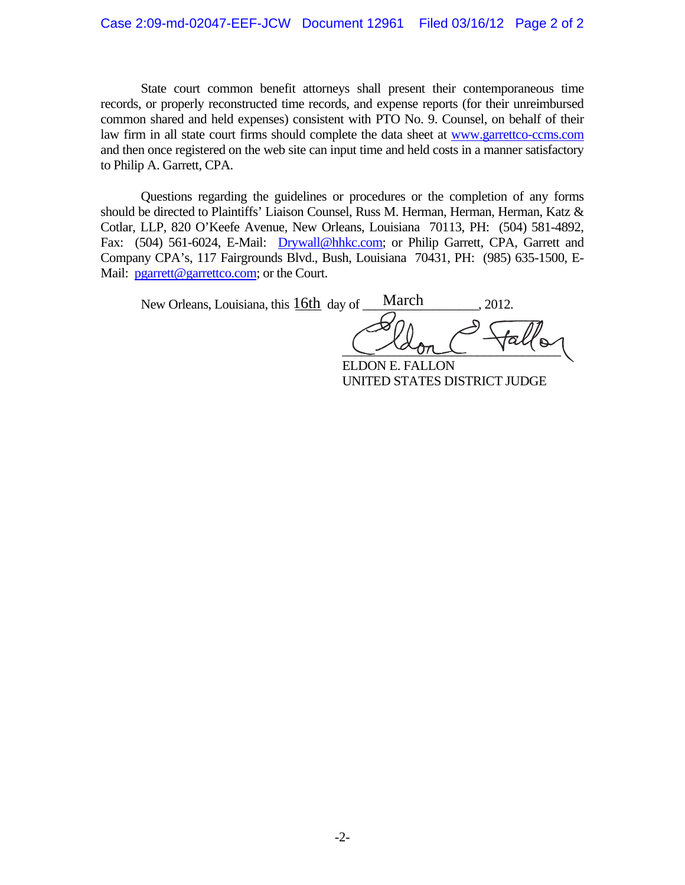State court common benefit attorneys shall present their contemporaneous time records, or properly reconstructed time records, and expense reports (for their unreimbursed common shared and held expenses) consistent with PTO No. 9. Counsel, on behalf of their law firm in all state court firms should complete the data sheet at www.garrettco-ccms.com and then once registered on the web site can input time and held costs in a manner satisfactory to Philip A. Garrett, CPA.

Questions regarding the guidelines or procedures or the completion of any forms should be directed to Plaintiffs' Liaison Counsel, Russ M. Herman, Herman, Herman, Katz & Cotlar, LLP, 820 O'Keefe Avenue, New Orleans, Louisiana 70113, PH: (504) 581-4892, Fax: (504) 561-6024, E-Mail: Drywall@hhkc.com; or Philip Garrett, CPA, Garrett and Company CPA's, 117 Fairgrounds Blvd., Bush, Louisiana 70431, PH: (985) 635-1500, E-Mail: pgarrett@garrettco.com; or the Court.

New Orleans, Louisiana, this 16th day of March, 2012.

ELDON E. FALLON
UNITED STATES DISTRICT JUDGE